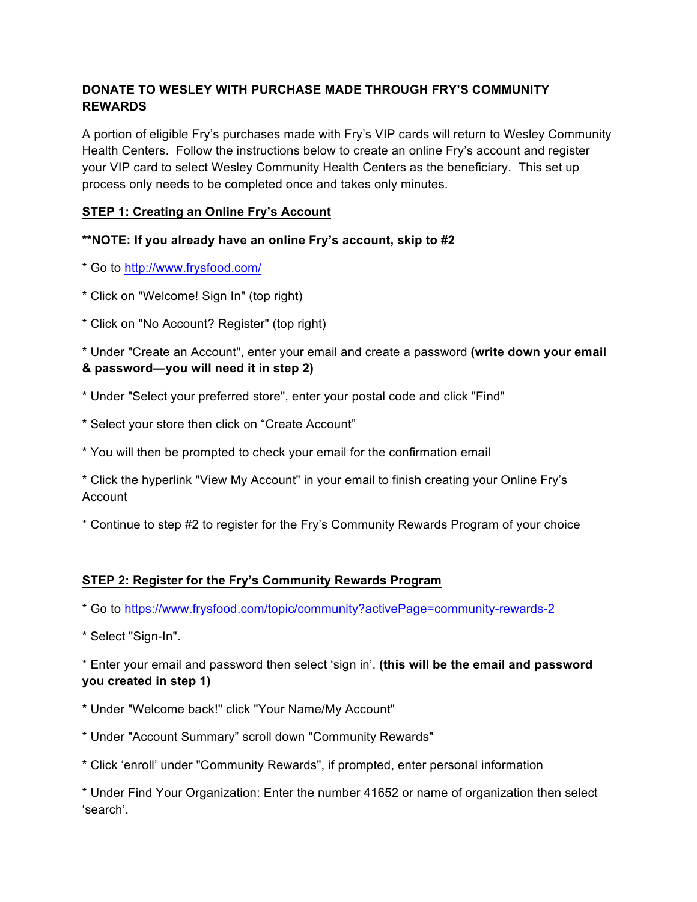**DONATE TO WESLEY WITH PURCHASE MADE THROUGH FRY'S COMMUNITY REWARDS**

A portion of eligible Fry's purchases made with Fry's VIP cards will return to Wesley Community Health Centers. Follow the instructions below to create an online Fry's account and register your VIP card to select Wesley Community Health Centers as the beneficiary. This set up process only needs to be completed once and takes only minutes.

**STEP 1: Creating an Online Fry's Account**

**\*\*NOTE: If you already have an online Fry's account, skip to #2**

* Go to [http://www.frysfood.com/](http://www.frysfood.com/)

* Click on "Welcome! Sign In" (top right)

* Click on "No Account? Register" (top right)

* Under "Create an Account", enter your email and create a password **(write down your email & password—you will need it in step 2)**

* Under "Select your preferred store", enter your postal code and click "Find"

* Select your store then click on "Create Account"

* You will then be prompted to check your email for the confirmation email

* Click the hyperlink "View My Account" in your email to finish creating your Online Fry's Account

* Continue to step #2 to register for the Fry's Community Rewards Program of your choice

**STEP 2: Register for the Fry's Community Rewards Program**

* Go to [https://www.frysfood.com/topic/community?activePage=community-rewards-2](https://www.frysfood.com/topic/community?activePage=community-rewards-2)

* Select "Sign-In".

* Enter your email and password then select 'sign in'. **(this will be the email and password you created in step 1)**

* Under "Welcome back!" click "Your Name/My Account"

* Under "Account Summary" scroll down "Community Rewards"

* Click 'enroll' under "Community Rewards", if prompted, enter personal information

* Under Find Your Organization: Enter the number 41652 or name of organization then select 'search'.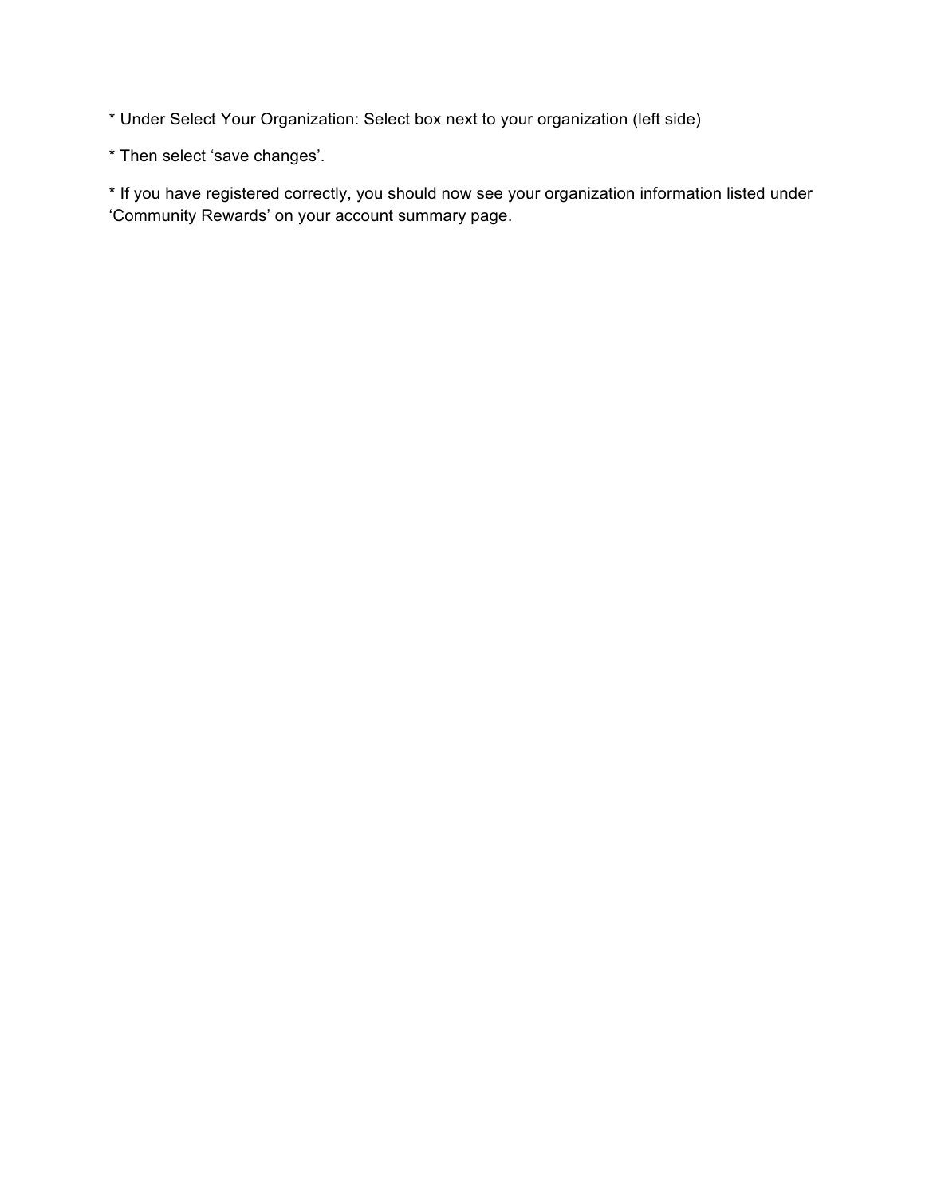* Under Select Your Organization: Select box next to your organization (left side)

* Then select ‘save changes’.

* If you have registered correctly, you should now see your organization information listed under ‘Community Rewards’ on your account summary page.